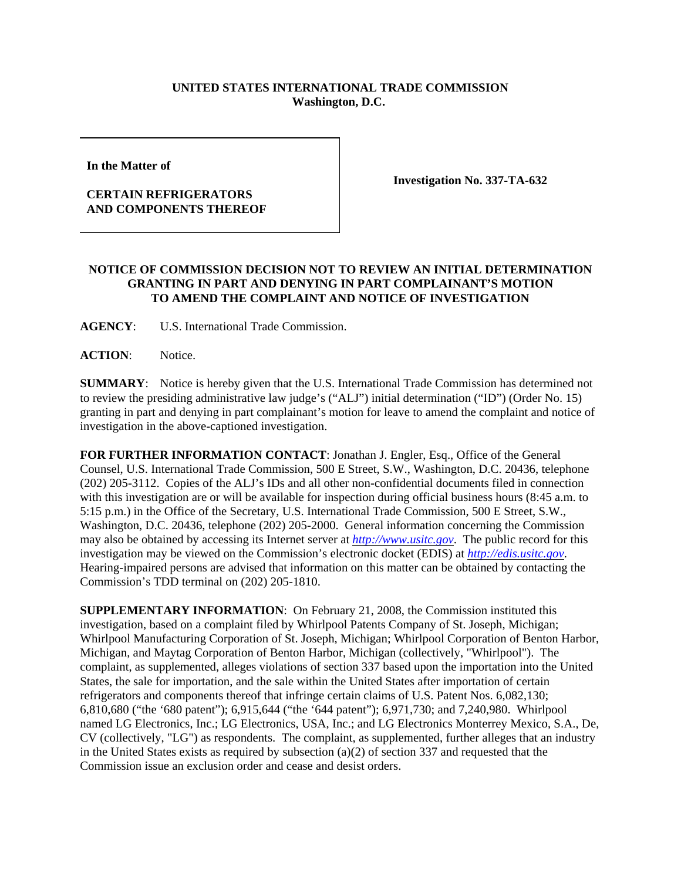**UNITED STATES INTERNATIONAL TRADE COMMISSION**
**Washington, D.C.**

| **In the Matter of** <br><br> **CERTAIN REFRIGERATORS AND COMPONENTS THEREOF** | **Investigation No. 337-TA-632** |
| --- | --- |

**NOTICE OF COMMISSION DECISION NOT TO REVIEW AN INITIAL DETERMINATION GRANTING IN PART AND DENYING IN PART COMPLAINANT'S MOTION TO AMEND THE COMPLAINT AND NOTICE OF INVESTIGATION**

**AGENCY**: U.S. International Trade Commission.

**ACTION**: Notice.

**SUMMARY**: Notice is hereby given that the U.S. International Trade Commission has determined not to review the presiding administrative law judge's ("ALJ") initial determination ("ID") (Order No. 15) granting in part and denying in part complainant's motion for leave to amend the complaint and notice of investigation in the above-captioned investigation.

**FOR FURTHER INFORMATION CONTACT**: Jonathan J. Engler, Esq., Office of the General Counsel, U.S. International Trade Commission, 500 E Street, S.W., Washington, D.C. 20436, telephone (202) 205-3112. Copies of the ALJ's IDs and all other non-confidential documents filed in connection with this investigation are or will be available for inspection during official business hours (8:45 a.m. to 5:15 p.m.) in the Office of the Secretary, U.S. International Trade Commission, 500 E Street, S.W., Washington, D.C. 20436, telephone (202) 205-2000. General information concerning the Commission may also be obtained by accessing its Internet server at *http://www.usitc.gov*. The public record for this investigation may be viewed on the Commission's electronic docket (EDIS) at *http://edis.usitc.gov*. Hearing-impaired persons are advised that information on this matter can be obtained by contacting the Commission's TDD terminal on (202) 205-1810.

**SUPPLEMENTARY INFORMATION**: On February 21, 2008, the Commission instituted this investigation, based on a complaint filed by Whirlpool Patents Company of St. Joseph, Michigan; Whirlpool Manufacturing Corporation of St. Joseph, Michigan; Whirlpool Corporation of Benton Harbor, Michigan, and Maytag Corporation of Benton Harbor, Michigan (collectively, "Whirlpool"). The complaint, as supplemented, alleges violations of section 337 based upon the importation into the United States, the sale for importation, and the sale within the United States after importation of certain refrigerators and components thereof that infringe certain claims of U.S. Patent Nos. 6,082,130; 6,810,680 ("the '680 patent"); 6,915,644 ("the '644 patent"); 6,971,730; and 7,240,980. Whirlpool named LG Electronics, Inc.; LG Electronics, USA, Inc.; and LG Electronics Monterrey Mexico, S.A., De, CV (collectively, "LG") as respondents. The complaint, as supplemented, further alleges that an industry in the United States exists as required by subsection (a)(2) of section 337 and requested that the Commission issue an exclusion order and cease and desist orders.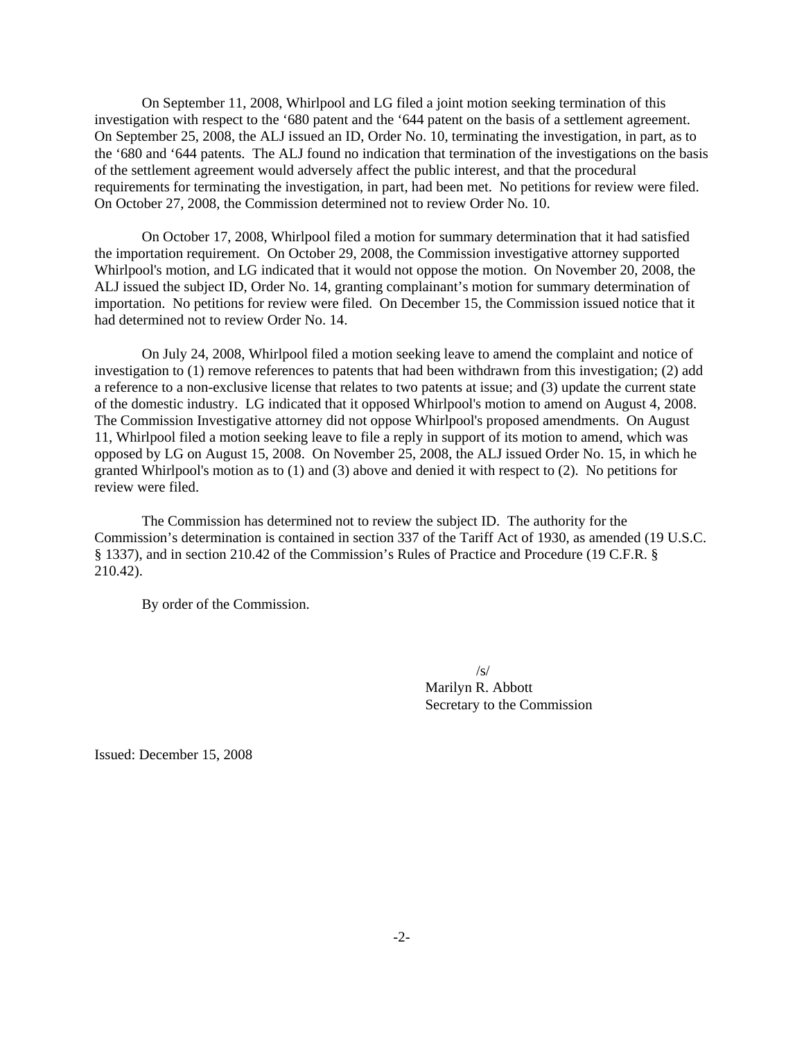On September 11, 2008, Whirlpool and LG filed a joint motion seeking termination of this investigation with respect to the ‘680 patent and the ‘644 patent on the basis of a settlement agreement. On September 25, 2008, the ALJ issued an ID, Order No. 10, terminating the investigation, in part, as to the ‘680 and ‘644 patents. The ALJ found no indication that termination of the investigations on the basis of the settlement agreement would adversely affect the public interest, and that the procedural requirements for terminating the investigation, in part, had been met. No petitions for review were filed. On October 27, 2008, the Commission determined not to review Order No. 10.

On October 17, 2008, Whirlpool filed a motion for summary determination that it had satisfied the importation requirement. On October 29, 2008, the Commission investigative attorney supported Whirlpool's motion, and LG indicated that it would not oppose the motion. On November 20, 2008, the ALJ issued the subject ID, Order No. 14, granting complainant’s motion for summary determination of importation. No petitions for review were filed. On December 15, the Commission issued notice that it had determined not to review Order No. 14.

On July 24, 2008, Whirlpool filed a motion seeking leave to amend the complaint and notice of investigation to (1) remove references to patents that had been withdrawn from this investigation; (2) add a reference to a non-exclusive license that relates to two patents at issue; and (3) update the current state of the domestic industry. LG indicated that it opposed Whirlpool's motion to amend on August 4, 2008. The Commission Investigative attorney did not oppose Whirlpool's proposed amendments. On August 11, Whirlpool filed a motion seeking leave to file a reply in support of its motion to amend, which was opposed by LG on August 15, 2008. On November 25, 2008, the ALJ issued Order No. 15, in which he granted Whirlpool's motion as to (1) and (3) above and denied it with respect to (2). No petitions for review were filed.

The Commission has determined not to review the subject ID. The authority for the Commission’s determination is contained in section 337 of the Tariff Act of 1930, as amended (19 U.S.C. § 1337), and in section 210.42 of the Commission’s Rules of Practice and Procedure (19 C.F.R. § 210.42).

By order of the Commission.

/s/
Marilyn R. Abbott
Secretary to the Commission

Issued: December 15, 2008